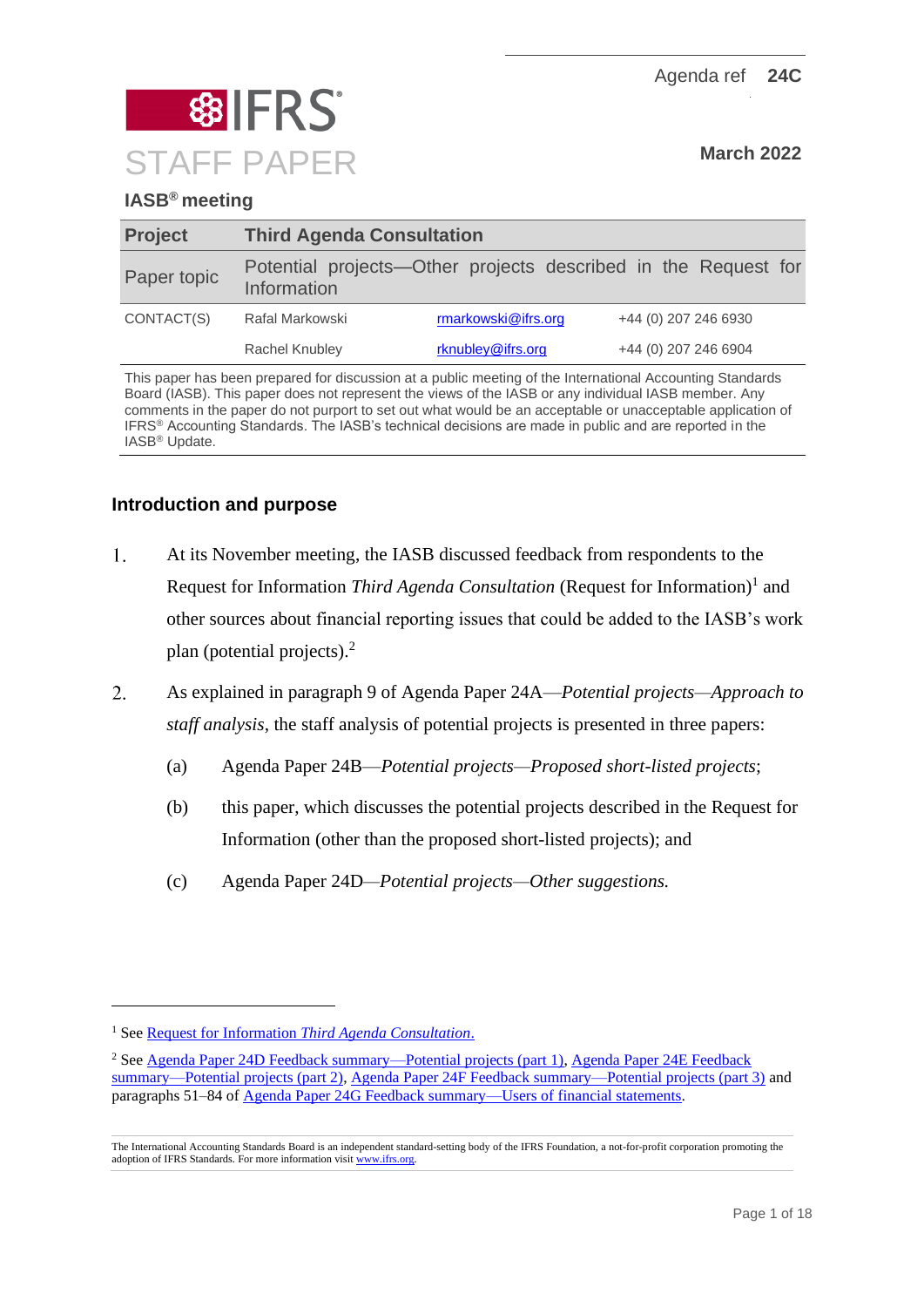Agenda ref 24C

# IFRS STAFF PAPER

March 2022

## IASB® meeting

| Project | Third Agenda Consultation | | |
|---|---|---|---|
| Paper topic | Potential projects—Other projects described in the Request for Information | | |
| CONTACT(S) | Rafal Markowski | rmarkowski@ifrs.org | +44 (0) 207 246 6930 |
| | Rachel Knubley | rknubley@ifrs.org | +44 (0) 207 246 6904 |

This paper has been prepared for discussion at a public meeting of the International Accounting Standards Board (IASB). This paper does not represent the views of the IASB or any individual IASB member. Any comments in the paper do not purport to set out what would be an acceptable or unacceptable application of IFRS® Accounting Standards. The IASB's technical decisions are made in public and are reported in the IASB® Update.

## Introduction and purpose

1. At its November meeting, the IASB discussed feedback from respondents to the Request for Information *Third Agenda Consultation* (Request for Information)[1] and other sources about financial reporting issues that could be added to the IASB's work plan (potential projects).[2]

2. As explained in paragraph 9 of Agenda Paper 24A—*Potential projects*—*Approach to staff analysis*, the staff analysis of potential projects is presented in three papers:
   (a) Agenda Paper 24B—*Potential projects*—*Proposed short-listed projects*;
   (b) this paper, which discusses the potential projects described in the Request for Information (other than the proposed short-listed projects); and
   (c) Agenda Paper 24D—*Potential projects*—*Other suggestions.*

---

[1] See Request for Information *Third Agenda Consultation*.

[2] See Agenda Paper 24D Feedback summary—Potential projects (part 1), Agenda Paper 24E Feedback summary—Potential projects (part 2), Agenda Paper 24F Feedback summary—Potential projects (part 3) and paragraphs 51–84 of Agenda Paper 24G Feedback summary—Users of financial statements.

The International Accounting Standards Board is an independent standard-setting body of the IFRS Foundation, a not-for-profit corporation promoting the adoption of IFRS Standards. For more information visit www.ifrs.org.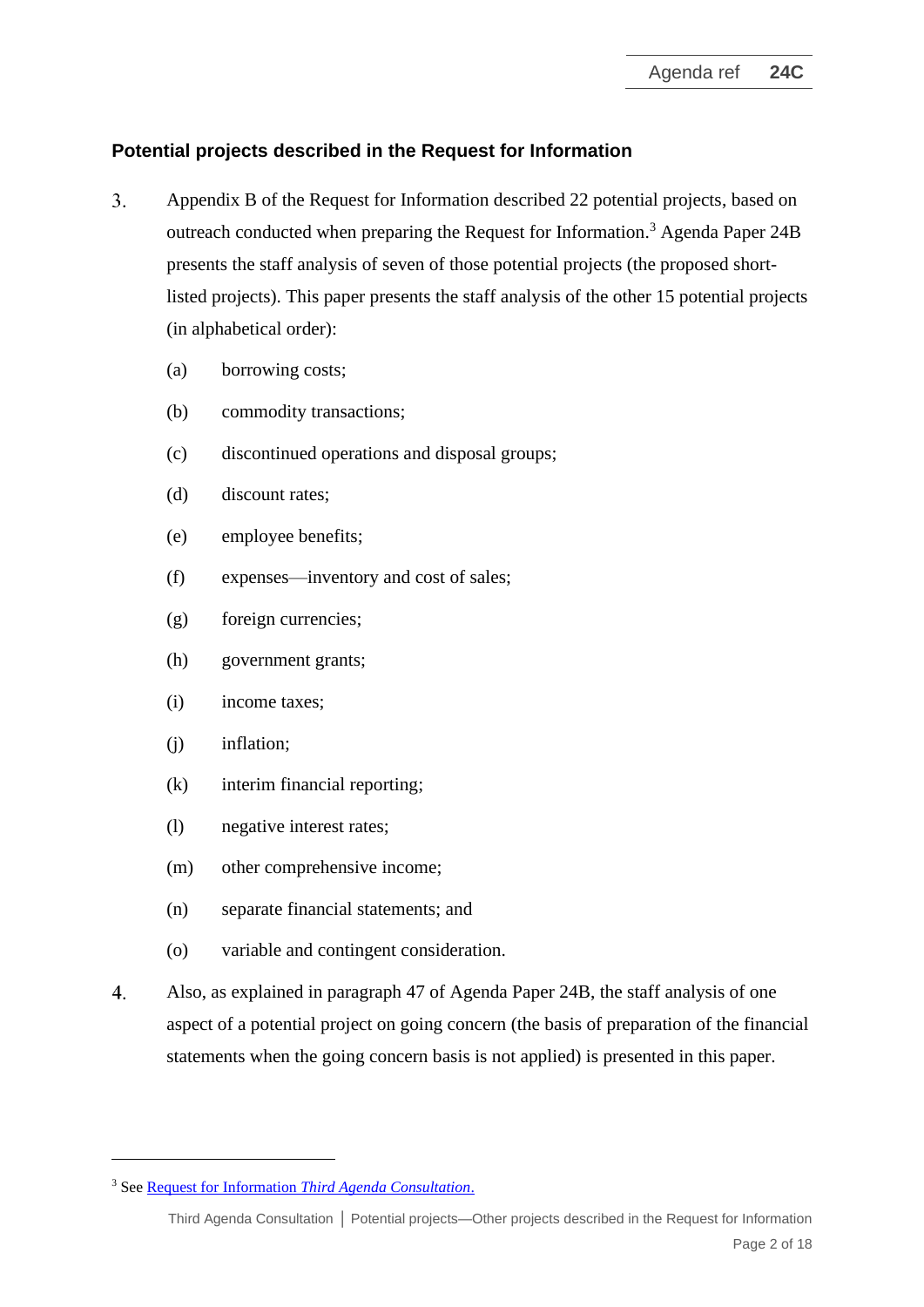## Potential projects described in the Request for Information

3. Appendix B of the Request for Information described 22 potential projects, based on outreach conducted when preparing the Request for Information.[3] Agenda Paper 24B presents the staff analysis of seven of those potential projects (the proposed short-listed projects). This paper presents the staff analysis of the other 15 potential projects (in alphabetical order):

   (a) borrowing costs;

   (b) commodity transactions;

   (c) discontinued operations and disposal groups;

   (d) discount rates;

   (e) employee benefits;

   (f) expenses—inventory and cost of sales;

   (g) foreign currencies;

   (h) government grants;

   (i) income taxes;

   (j) inflation;

   (k) interim financial reporting;

   (l) negative interest rates;

   (m) other comprehensive income;

   (n) separate financial statements; and

   (o) variable and contingent consideration.

4. Also, as explained in paragraph 47 of Agenda Paper 24B, the staff analysis of one aspect of a potential project on going concern (the basis of preparation of the financial statements when the going concern basis is not applied) is presented in this paper.

---

[3] See Request for Information *Third Agenda Consultation*.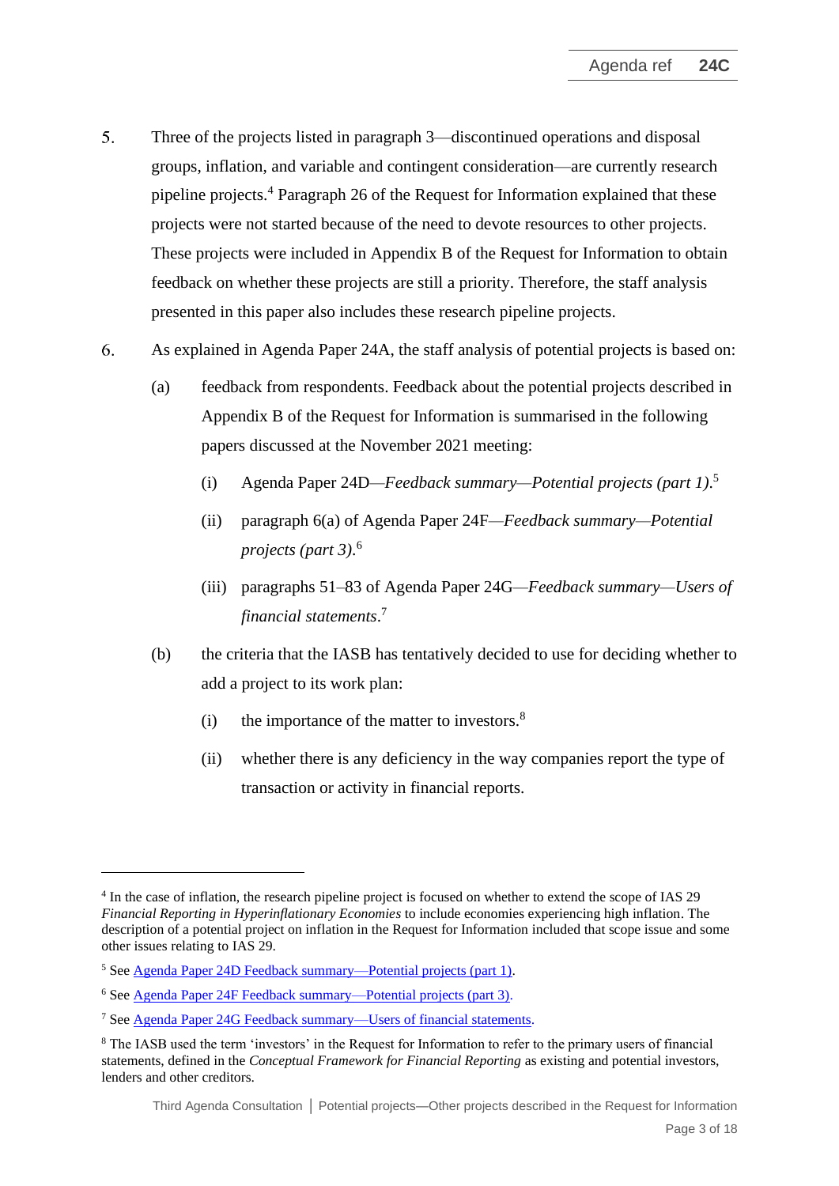5. Three of the projects listed in paragraph 3—discontinued operations and disposal groups, inflation, and variable and contingent consideration—are currently research pipeline projects.[4] Paragraph 26 of the Request for Information explained that these projects were not started because of the need to devote resources to other projects. These projects were included in Appendix B of the Request for Information to obtain feedback on whether these projects are still a priority. Therefore, the staff analysis presented in this paper also includes these research pipeline projects.

6. As explained in Agenda Paper 24A, the staff analysis of potential projects is based on:

   (a) feedback from respondents. Feedback about the potential projects described in Appendix B of the Request for Information is summarised in the following papers discussed at the November 2021 meeting:

      (i) Agenda Paper 24D—*Feedback summary—Potential projects (part 1)*.[5]

      (ii) paragraph 6(a) of Agenda Paper 24F—*Feedback summary—Potential projects (part 3)*.[6]

      (iii) paragraphs 51–83 of Agenda Paper 24G—*Feedback summary—Users of financial statements*.[7]

   (b) the criteria that the IASB has tentatively decided to use for deciding whether to add a project to its work plan:

      (i) the importance of the matter to investors.[8]

      (ii) whether there is any deficiency in the way companies report the type of transaction or activity in financial reports.

---

[4] In the case of inflation, the research pipeline project is focused on whether to extend the scope of IAS 29 *Financial Reporting in Hyperinflationary Economies* to include economies experiencing high inflation. The description of a potential project on inflation in the Request for Information included that scope issue and some other issues relating to IAS 29.

[5] See Agenda Paper 24D Feedback summary—Potential projects (part 1).

[6] See Agenda Paper 24F Feedback summary—Potential projects (part 3).

[7] See Agenda Paper 24G Feedback summary—Users of financial statements.

[8] The IASB used the term 'investors' in the Request for Information to refer to the primary users of financial statements, defined in the *Conceptual Framework for Financial Reporting* as existing and potential investors, lenders and other creditors.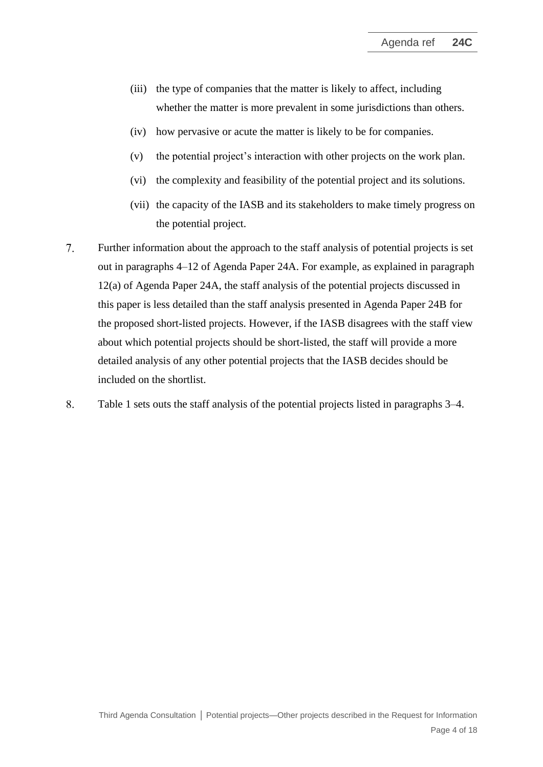(iii) the type of companies that the matter is likely to affect, including whether the matter is more prevalent in some jurisdictions than others.

(iv) how pervasive or acute the matter is likely to be for companies.

(v) the potential project's interaction with other projects on the work plan.

(vi) the complexity and feasibility of the potential project and its solutions.

(vii) the capacity of the IASB and its stakeholders to make timely progress on the potential project.

7. Further information about the approach to the staff analysis of potential projects is set out in paragraphs 4–12 of Agenda Paper 24A. For example, as explained in paragraph 12(a) of Agenda Paper 24A, the staff analysis of the potential projects discussed in this paper is less detailed than the staff analysis presented in Agenda Paper 24B for the proposed short-listed projects. However, if the IASB disagrees with the staff view about which potential projects should be short-listed, the staff will provide a more detailed analysis of any other potential projects that the IASB decides should be included on the shortlist.

8. Table 1 sets outs the staff analysis of the potential projects listed in paragraphs 3–4.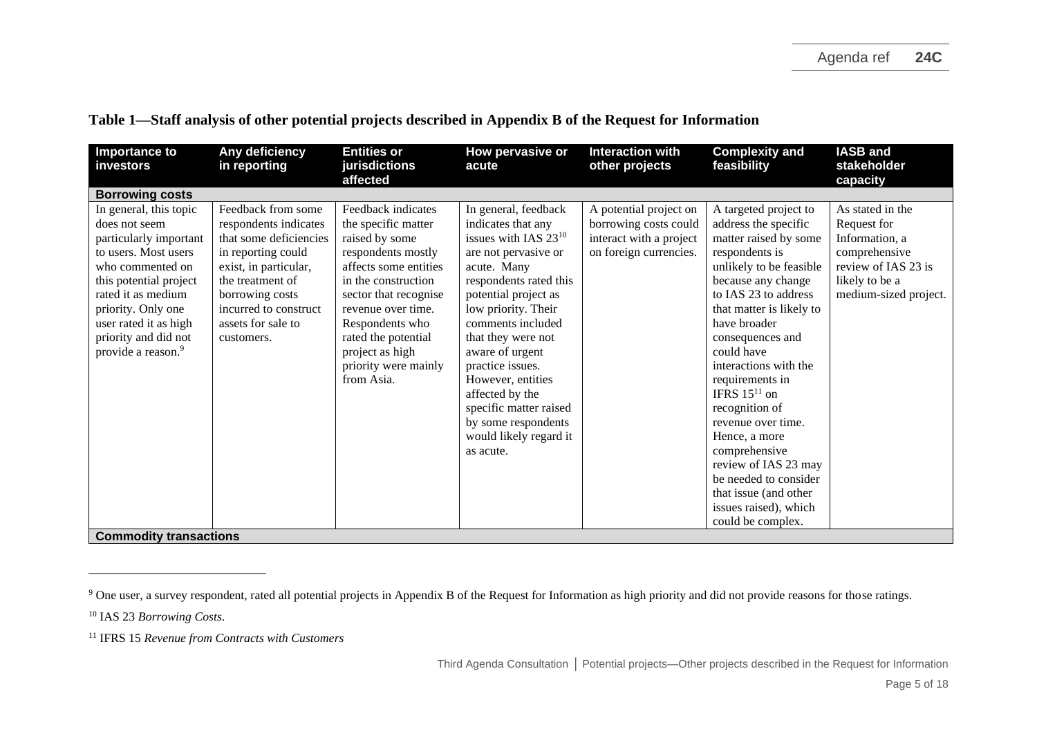**Table 1—Staff analysis of other potential projects described in Appendix B of the Request for Information**

| Importance to investors | Any deficiency in reporting | Entities or jurisdictions affected | How pervasive or acute | Interaction with other projects | Complexity and feasibility | IASB and stakeholder capacity |
|---|---|---|---|---|---|---|
| **Borrowing costs** | | | | | | |
| In general, this topic does not seem particularly important to users. Most users who commented on this potential project rated it as medium priority. Only one user rated it as high priority and did not provide a reason.[9] | Feedback from some respondents indicates that some deficiencies in reporting could exist, in particular, the treatment of borrowing costs incurred to construct assets for sale to customers. | Feedback indicates the specific matter raised by some respondents mostly affects some entities in the construction sector that recognise revenue over time. Respondents who rated the potential project as high priority were mainly from Asia. | In general, feedback indicates that any issues with IAS 23[10] are not pervasive or acute. Many respondents rated this potential project as low priority. Their comments included that they were not aware of urgent practice issues. However, entities affected by the specific matter raised by some respondents would likely regard it as acute. | A potential project on borrowing costs could interact with a project on foreign currencies. | A targeted project to address the specific matter raised by some respondents is unlikely to be feasible because any change to IAS 23 to address that matter is likely to have broader consequences and could have interactions with the requirements in IFRS 15[11] on recognition of revenue over time. Hence, a more comprehensive review of IAS 23 may be needed to consider that issue (and other issues raised), which could be complex. | As stated in the Request for Information, a comprehensive review of IAS 23 is likely to be a medium-sized project. |
| **Commodity transactions** | | | | | | |

[9] One user, a survey respondent, rated all potential projects in Appendix B of the Request for Information as high priority and did not provide reasons for those ratings.

[10] IAS 23 *Borrowing Costs*.

[11] IFRS 15 *Revenue from Contracts with Customers*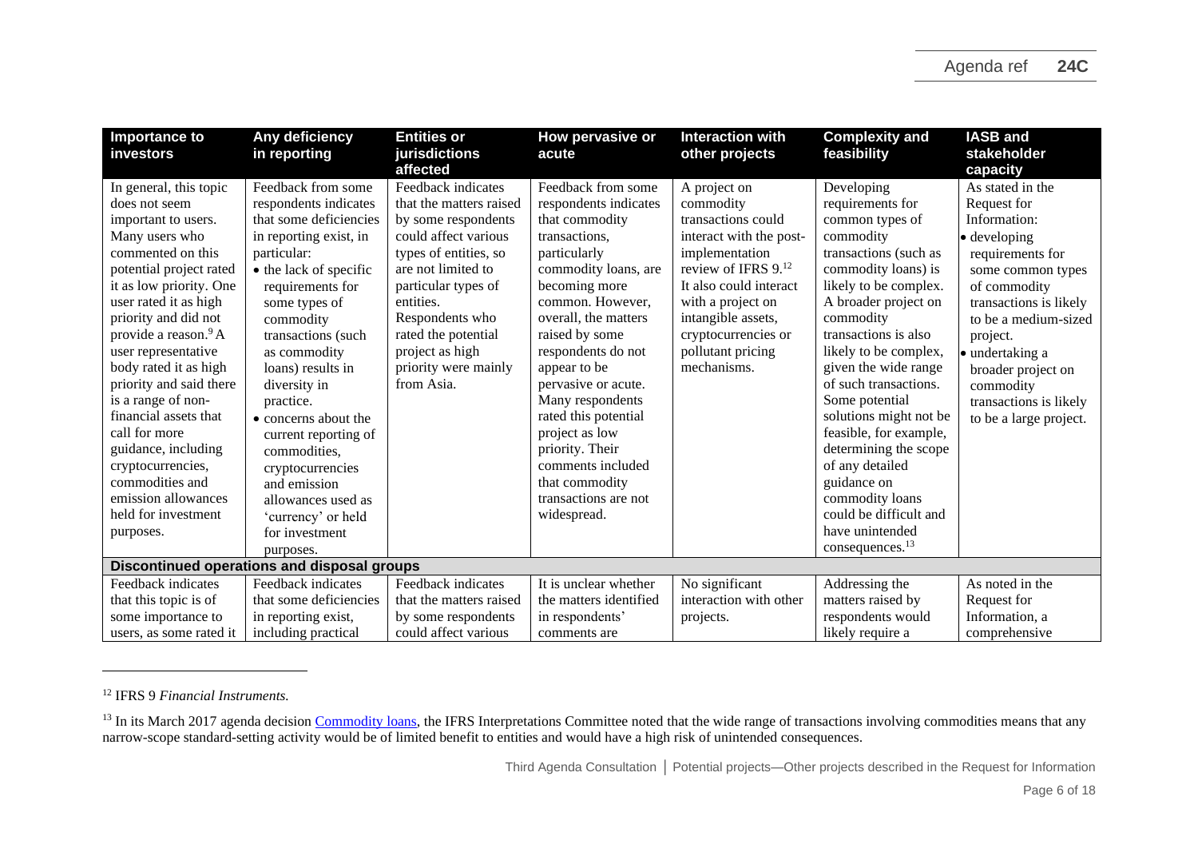| Importance to investors | Any deficiency in reporting | Entities or jurisdictions affected | How pervasive or acute | Interaction with other projects | Complexity and feasibility | IASB and stakeholder capacity |
|---|---|---|---|---|---|---|
| In general, this topic does not seem important to users. Many users who commented on this potential project rated it as low priority. One user rated it as high priority and did not provide a reason.[9] A user representative body rated it as high priority and said there is a range of non-financial assets that call for more guidance, including cryptocurrencies, commodities and emission allowances held for investment purposes. | Feedback from some respondents indicates that some deficiencies in reporting exist, in particular: • the lack of specific requirements for some types of commodity transactions (such as commodity loans) results in diversity in practice. • concerns about the current reporting of commodities, cryptocurrencies and emission allowances used as 'currency' or held for investment purposes. | Feedback indicates that the matters raised by some respondents could affect various types of entities, so are not limited to particular types of entities. Respondents who rated the potential project as high priority were mainly from Asia. | Feedback from some respondents indicates that commodity transactions, particularly commodity loans, are becoming more common. However, overall, the matters raised by some respondents do not appear to be pervasive or acute. Many respondents rated this potential project as low priority. Their comments included that commodity transactions are not widespread. | A project on commodity transactions could interact with the post-implementation review of IFRS 9.[12] It also could interact with a project on intangible assets, cryptocurrencies or pollutant pricing mechanisms. | Developing requirements for common types of commodity transactions (such as commodity loans) is likely to be complex. A broader project on commodity transactions is also likely to be complex, given the wide range of such transactions. Some potential solutions might not be feasible, for example, determining the scope of any detailed guidance on commodity loans could be difficult and have unintended consequences.[13] | As stated in the Request for Information: • developing requirements for some common types of commodity transactions is likely to be a medium-sized project. • undertaking a broader project on commodity transactions is likely to be a large project. |
| **Discontinued operations and disposal groups** | | | | | | |
| Feedback indicates that this topic is of some importance to users, as some rated it | Feedback indicates that some deficiencies in reporting exist, including practical | Feedback indicates that the matters raised by some respondents could affect various | It is unclear whether the matters identified in respondents' comments are | No significant interaction with other projects. | Addressing the matters raised by respondents would likely require a | As noted in the Request for Information, a comprehensive |

[12] IFRS 9 *Financial Instruments.*

[13] In its March 2017 agenda decision Commodity loans, the IFRS Interpretations Committee noted that the wide range of transactions involving commodities means that any narrow-scope standard-setting activity would be of limited benefit to entities and would have a high risk of unintended consequences.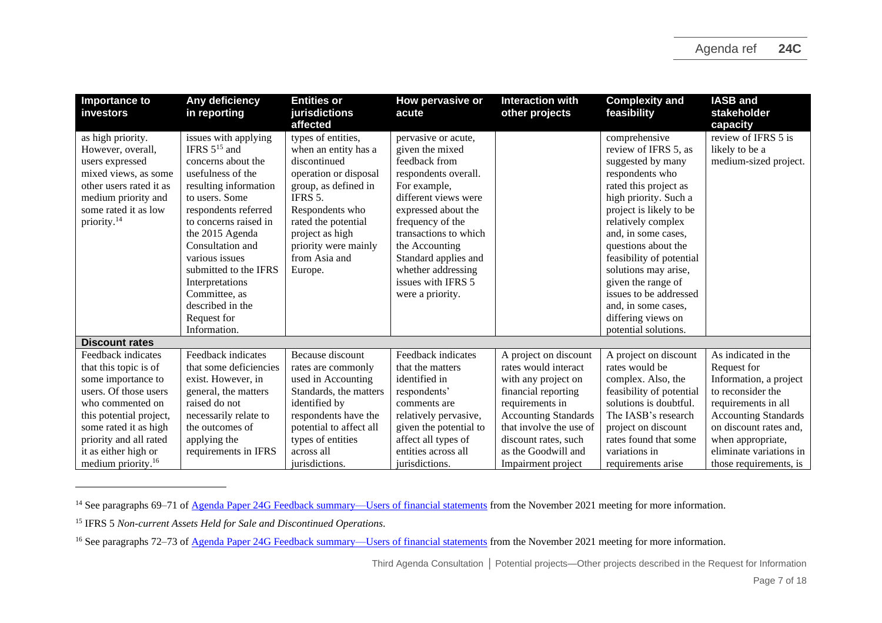| Importance to investors | Any deficiency in reporting | Entities or jurisdictions affected | How pervasive or acute | Interaction with other projects | Complexity and feasibility | IASB and stakeholder capacity |
|---|---|---|---|---|---|---|
| as high priority. However, overall, users expressed mixed views, as some other users rated it as medium priority and some rated it as low priority.[14] | issues with applying IFRS 5[15] and concerns about the usefulness of the resulting information to users. Some respondents referred to concerns raised in the 2015 Agenda Consultation and various issues submitted to the IFRS Interpretations Committee, as described in the Request for Information. | types of entities, when an entity has a discontinued operation or disposal group, as defined in IFRS 5. Respondents who rated the potential project as high priority were mainly from Asia and Europe. | pervasive or acute, given the mixed feedback from respondents overall. For example, different views were expressed about the frequency of the transactions to which the Accounting Standard applies and whether addressing issues with IFRS 5 were a priority. | | comprehensive review of IFRS 5, as suggested by many respondents who rated this project as high priority. Such a project is likely to be relatively complex and, in some cases, questions about the feasibility of potential solutions may arise, given the range of issues to be addressed and, in some cases, differing views on potential solutions. | review of IFRS 5 is likely to be a medium-sized project. |
| **Discount rates** | | | | | | |
| Feedback indicates that this topic is of some importance to users. Of those users who commented on this potential project, some rated it as high priority and all rated it as either high or medium priority.[16] | Feedback indicates that some deficiencies exist. However, in general, the matters raised do not necessarily relate to the outcomes of applying the requirements in IFRS | Because discount rates are commonly used in Accounting Standards, the matters identified by respondents have the potential to affect all types of entities across all jurisdictions. | Feedback indicates that the matters identified in respondents' comments are relatively pervasive, given the potential to affect all types of entities across all jurisdictions. | A project on discount rates would interact with any project on financial reporting requirements in Accounting Standards that involve the use of discount rates, such as the Goodwill and Impairment project | A project on discount rates would be complex. Also, the feasibility of potential solutions is doubtful. The IASB's research project on discount rates found that some variations in requirements arise | As indicated in the Request for Information, a project to reconsider the requirements in all Accounting Standards on discount rates and, when appropriate, eliminate variations in those requirements, is |

[14] See paragraphs 69–71 of Agenda Paper 24G Feedback summary—Users of financial statements from the November 2021 meeting for more information.

[15] IFRS 5 *Non-current Assets Held for Sale and Discontinued Operations*.

[16] See paragraphs 72–73 of Agenda Paper 24G Feedback summary—Users of financial statements from the November 2021 meeting for more information.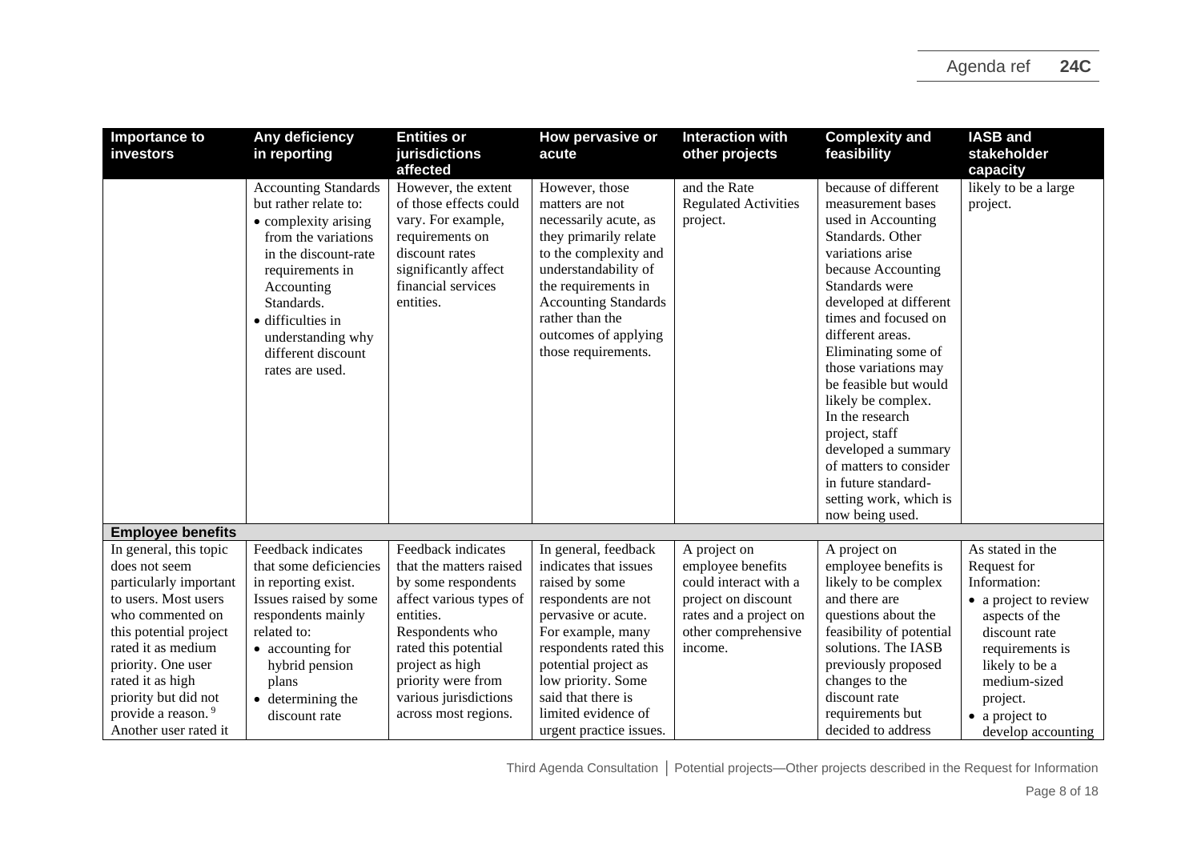| Importance to investors | Any deficiency in reporting | Entities or jurisdictions affected | How pervasive or acute | Interaction with other projects | Complexity and feasibility | IASB and stakeholder capacity |
|---|---|---|---|---|---|---|
| | Accounting Standards but rather relate to:<br>• complexity arising from the variations in the discount-rate requirements in Accounting Standards.<br>• difficulties in understanding why different discount rates are used. | However, the extent of those effects could vary. For example, requirements on discount rates significantly affect financial services entities. | However, those matters are not necessarily acute, as they primarily relate to the complexity and understandability of the requirements in Accounting Standards rather than the outcomes of applying those requirements. | and the Rate Regulated Activities project. | because of different measurement bases used in Accounting Standards. Other variations arise because Accounting Standards were developed at different times and focused on different areas. Eliminating some of those variations may be feasible but would likely be complex. In the research project, staff developed a summary of matters to consider in future standard-setting work, which is now being used. | likely to be a large project. |
| **Employee benefits** | | | | | | |
| In general, this topic does not seem particularly important to users. Most users who commented on this potential project rated it as medium priority. One user rated it as high priority but did not provide a reason.[9] Another user rated it | Feedback indicates that some deficiencies in reporting exist. Issues raised by some respondents mainly related to:<br>• accounting for hybrid pension plans<br>• determining the discount rate | Feedback indicates that the matters raised by some respondents affect various types of entities. Respondents who rated this potential project as high priority were from various jurisdictions across most regions. | In general, feedback indicates that issues raised by some respondents are not pervasive or acute. For example, many respondents rated this potential project as low priority. Some said that there is limited evidence of urgent practice issues. | A project on employee benefits could interact with a project on discount rates and a project on other comprehensive income. | A project on employee benefits is likely to be complex and there are questions about the feasibility of potential solutions. The IASB previously proposed changes to the discount rate requirements but decided to address | As stated in the Request for Information:<br>• a project to review aspects of the discount rate requirements is likely to be a medium-sized project.<br>• a project to develop accounting |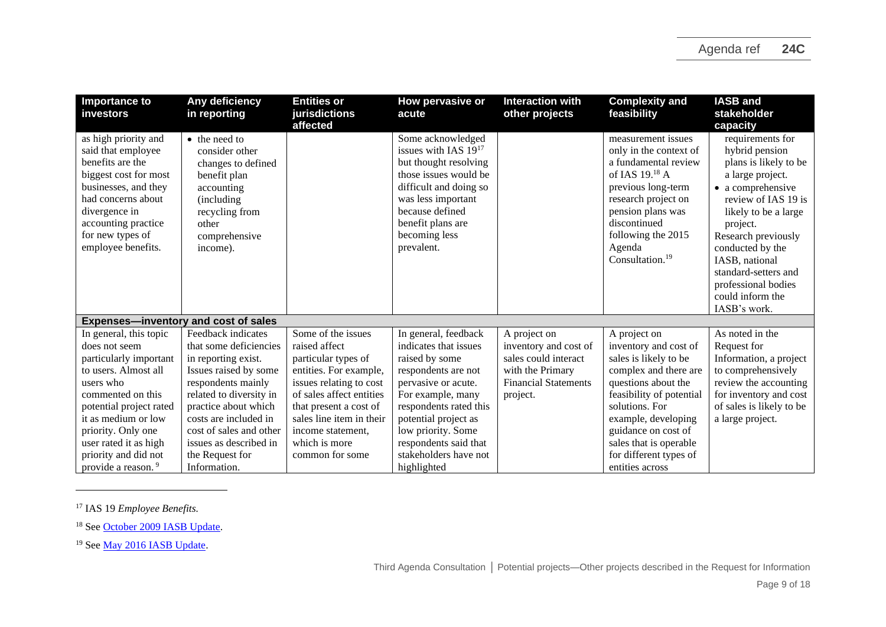| Importance to investors | Any deficiency in reporting | Entities or jurisdictions affected | How pervasive or acute | Interaction with other projects | Complexity and feasibility | IASB and stakeholder capacity |
|---|---|---|---|---|---|---|
| as high priority and said that employee benefits are the biggest cost for most businesses, and they had concerns about divergence in accounting practice for new types of employee benefits. | • the need to consider other changes to defined benefit plan accounting (including recycling from other comprehensive income). | | Some acknowledged issues with IAS 19[17] but thought resolving those issues would be difficult and doing so was less important because defined benefit plans are becoming less prevalent. | | measurement issues only in the context of a fundamental review of IAS 19.[18] A previous long-term research project on pension plans was discontinued following the 2015 Agenda Consultation.[19] | requirements for hybrid pension plans is likely to be a large project. • a comprehensive review of IAS 19 is likely to be a large project. Research previously conducted by the IASB, national standard-setters and professional bodies could inform the IASB's work. |
| **Expenses—inventory and cost of sales** | | | | | | |
| In general, this topic does not seem particularly important to users. Almost all users who commented on this potential project rated it as medium or low priority. Only one user rated it as high priority and did not provide a reason.[9] | Feedback indicates that some deficiencies in reporting exist. Issues raised by some respondents mainly related to diversity in practice about which costs are included in cost of sales and other issues as described in the Request for Information. | Some of the issues raised affect particular types of entities. For example, issues relating to cost of sales affect entities that present a cost of sales line item in their income statement, which is more common for some | In general, feedback indicates that issues raised by some respondents are not pervasive or acute. For example, many respondents rated this potential project as low priority. Some respondents said that stakeholders have not highlighted | A project on inventory and cost of sales could interact with the Primary Financial Statements project. | A project on inventory and cost of sales is likely to be complex and there are questions about the feasibility of potential solutions. For example, developing guidance on cost of sales that is operable for different types of entities across | As noted in the Request for Information, a project to comprehensively review the accounting for inventory and cost of sales is likely to be a large project. |

[17] IAS 19 *Employee Benefits.*

[18] See October 2009 IASB Update.

[19] See May 2016 IASB Update.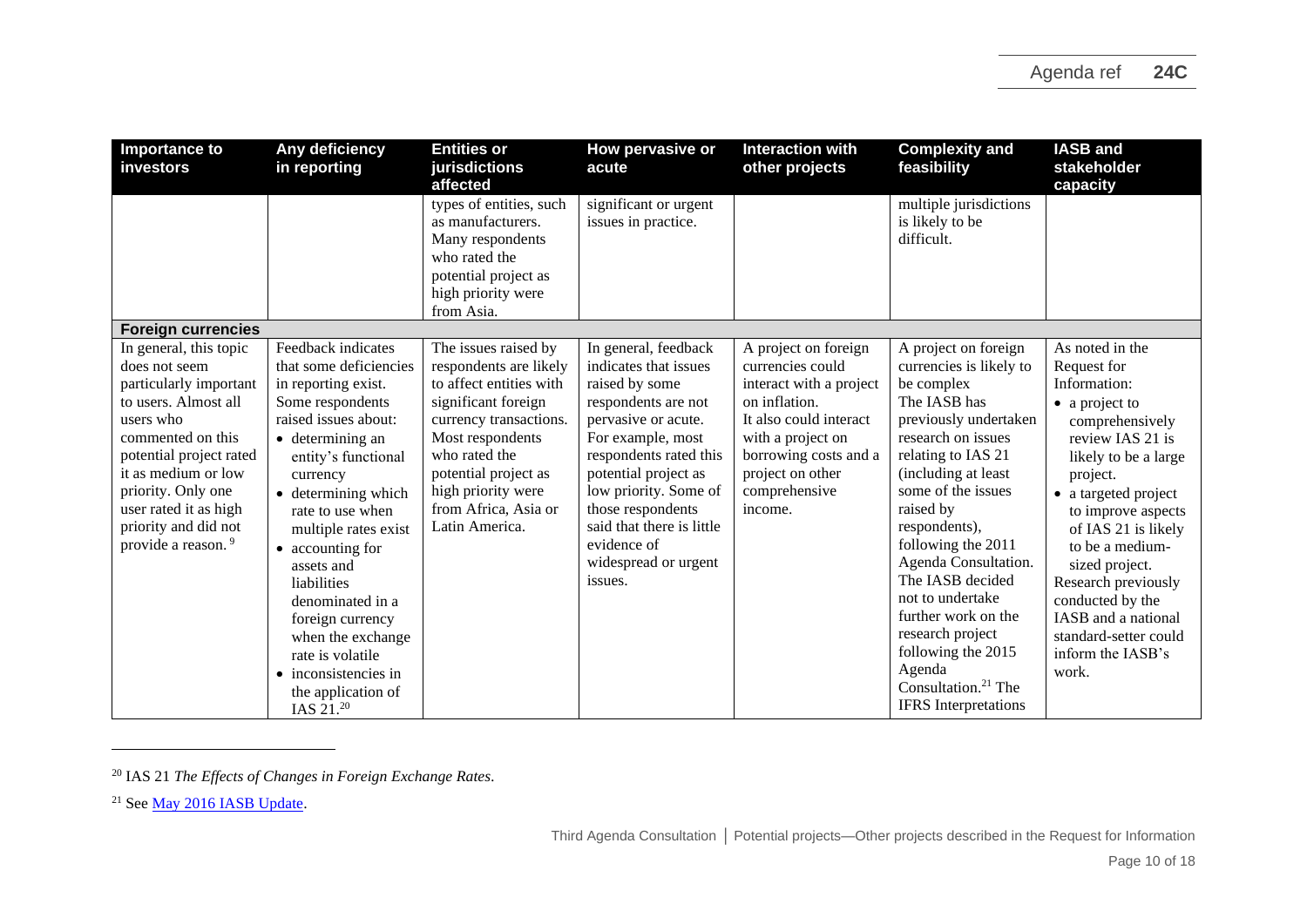| Importance to investors | Any deficiency in reporting | Entities or jurisdictions affected | How pervasive or acute | Interaction with other projects | Complexity and feasibility | IASB and stakeholder capacity |
|---|---|---|---|---|---|---|
| | | types of entities, such as manufacturers. Many respondents who rated the potential project as high priority were from Asia. | significant or urgent issues in practice. | | multiple jurisdictions is likely to be difficult. | |
| **Foreign currencies** | | | | | | |
| In general, this topic does not seem particularly important to users. Almost all users who commented on this potential project rated it as medium or low priority. Only one user rated it as high priority and did not provide a reason.[9] | Feedback indicates that some deficiencies in reporting exist. Some respondents raised issues about: • determining an entity's functional currency • determining which rate to use when multiple rates exist • accounting for assets and liabilities denominated in a foreign currency when the exchange rate is volatile • inconsistencies in the application of IAS 21.[20] | The issues raised by respondents are likely to affect entities with significant foreign currency transactions. Most respondents who rated the potential project as high priority were from Africa, Asia or Latin America. | In general, feedback indicates that issues raised by some respondents are not pervasive or acute. For example, most respondents rated this potential project as low priority. Some of those respondents said that there is little evidence of widespread or urgent issues. | A project on foreign currencies could interact with a project on inflation. It also could interact with a project on borrowing costs and a project on other comprehensive income. | A project on foreign currencies is likely to be complex The IASB has previously undertaken research on issues relating to IAS 21 (including at least some of the issues raised by respondents), following the 2011 Agenda Consultation. The IASB decided not to undertake further work on the research project following the 2015 Agenda Consultation.[21] The IFRS Interpretations | As noted in the Request for Information: • a project to comprehensively review IAS 21 is likely to be a large project. • a targeted project to improve aspects of IAS 21 is likely to be a medium-sized project. Research previously conducted by the IASB and a national standard-setter could inform the IASB's work. |

[20] IAS 21 *The Effects of Changes in Foreign Exchange Rates*.

[21] See May 2016 IASB Update.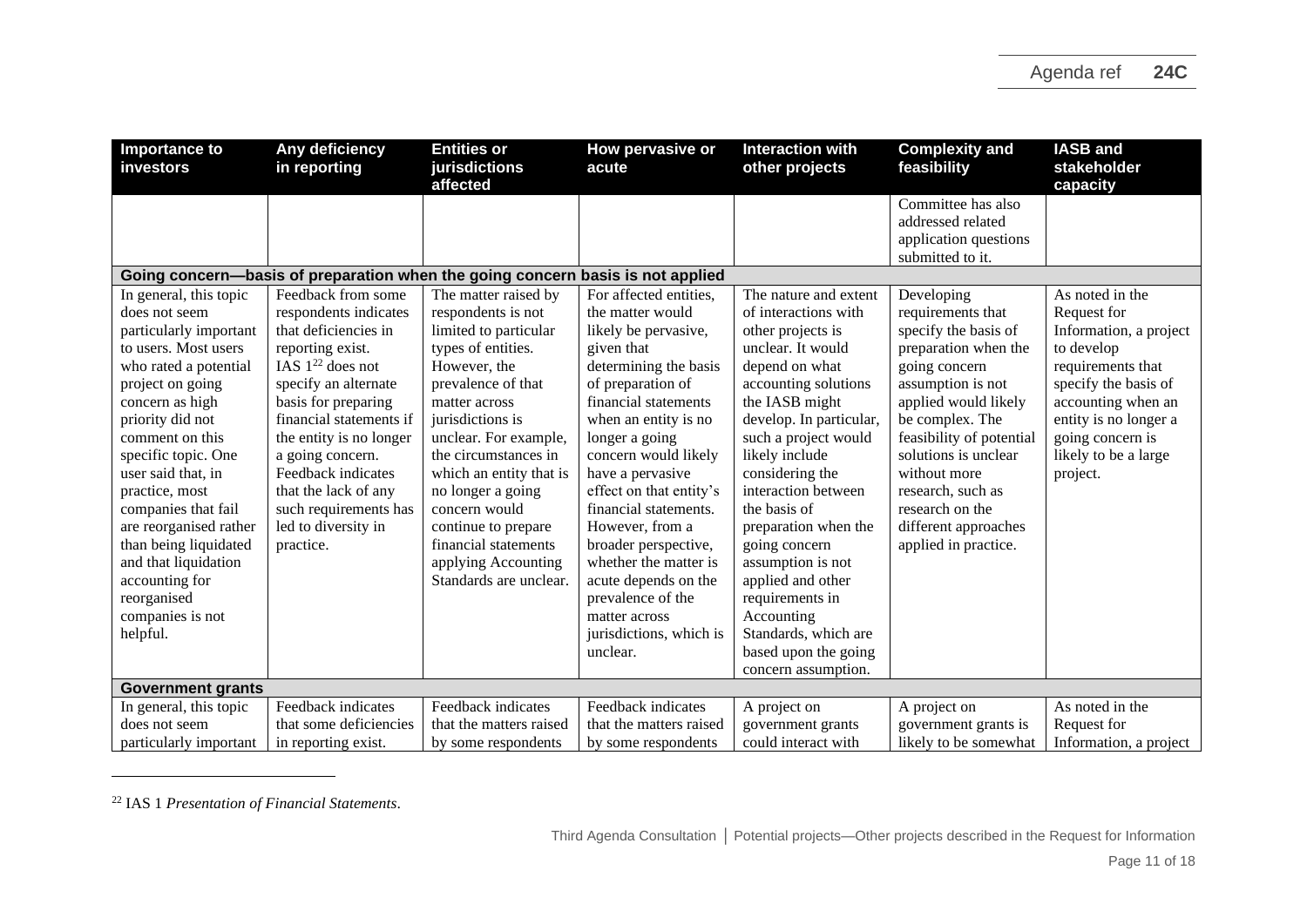| Importance to investors | Any deficiency in reporting | Entities or jurisdictions affected | How pervasive or acute | Interaction with other projects | Complexity and feasibility | IASB and stakeholder capacity |
|---|---|---|---|---|---|---|
| | | | | | Committee has also addressed related application questions submitted to it. | |
| **Going concern—basis of preparation when the going concern basis is not applied** | | | | | | |
| In general, this topic does not seem particularly important to users. Most users who rated a potential project on going concern as high priority did not comment on this specific topic. One user said that, in practice, most companies that fail are reorganised rather than being liquidated and that liquidation accounting for reorganised companies is not helpful. | Feedback from some respondents indicates that deficiencies in reporting exist. IAS 1[22] does not specify an alternate basis for preparing financial statements if the entity is no longer a going concern. Feedback indicates that the lack of any such requirements has led to diversity in practice. | The matter raised by respondents is not limited to particular types of entities. However, the prevalence of that matter across jurisdictions is unclear. For example, the circumstances in which an entity that is no longer a going concern would continue to prepare financial statements applying Accounting Standards are unclear. | For affected entities, the matter would likely be pervasive, given that determining the basis of preparation of financial statements when an entity is no longer a going concern would likely have a pervasive effect on that entity's financial statements. However, from a broader perspective, whether the matter is acute depends on the prevalence of the matter across jurisdictions, which is unclear. | The nature and extent of interactions with other projects is unclear. It would depend on what accounting solutions the IASB might develop. In particular, such a project would likely include considering the interaction between the basis of preparation when the going concern assumption is not applied and other requirements in Accounting Standards, which are based upon the going concern assumption. | Developing requirements that specify the basis of preparation when the going concern assumption is not applied would likely be complex. The feasibility of potential solutions is unclear without more research, such as research on the different approaches applied in practice. | As noted in the Request for Information, a project to develop requirements that specify the basis of accounting when an entity is no longer a going concern is likely to be a large project. |
| **Government grants** | | | | | | |
| In general, this topic does not seem particularly important | Feedback indicates that some deficiencies in reporting exist. | Feedback indicates that the matters raised by some respondents | Feedback indicates that the matters raised by some respondents | A project on government grants could interact with | A project on government grants is likely to be somewhat | As noted in the Request for Information, a project |

[22] IAS 1 *Presentation of Financial Statements*.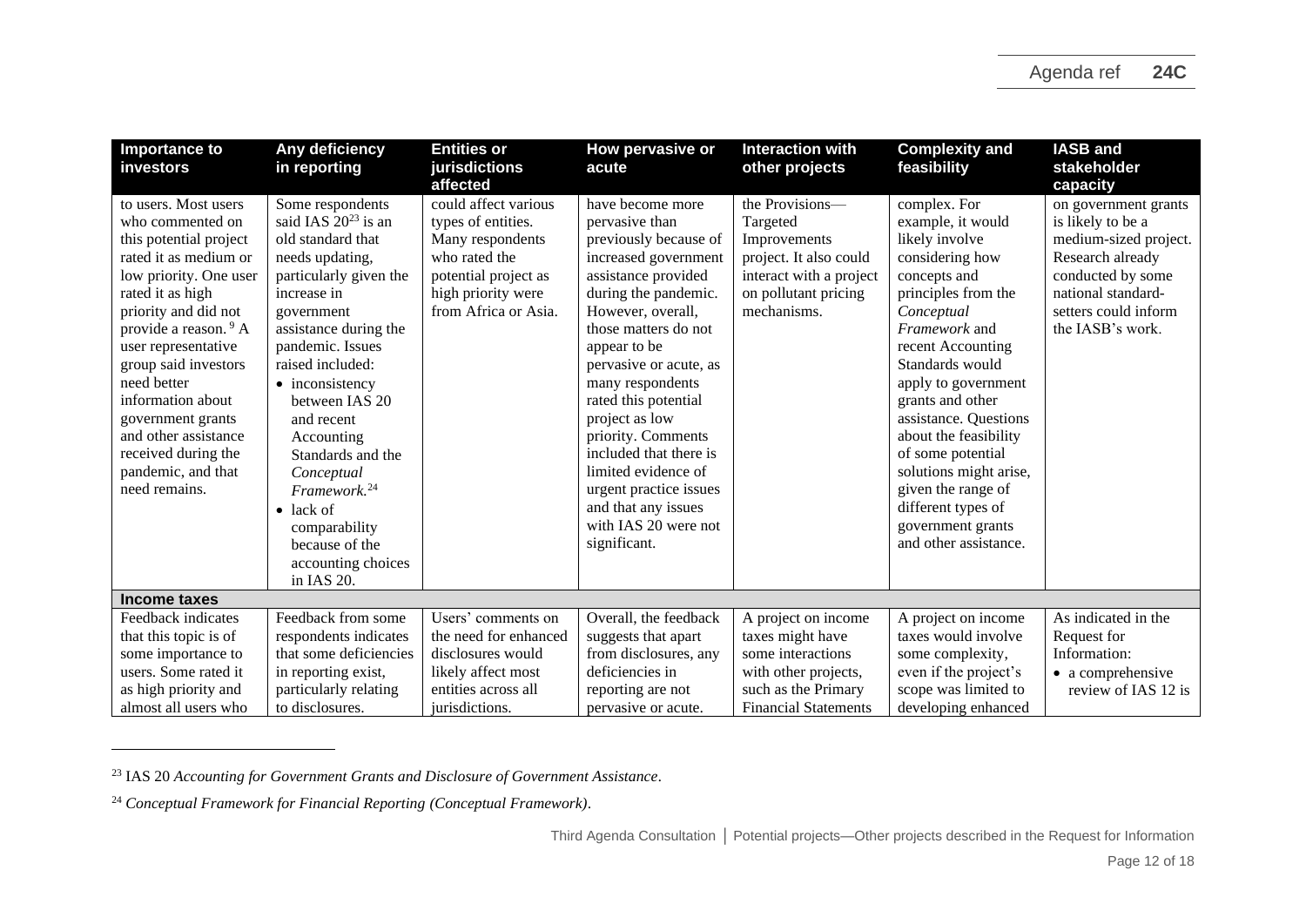| Importance to investors | Any deficiency in reporting | Entities or jurisdictions affected | How pervasive or acute | Interaction with other projects | Complexity and feasibility | IASB and stakeholder capacity |
|---|---|---|---|---|---|---|
| to users. Most users who commented on this potential project rated it as medium or low priority. One user rated it as high priority and did not provide a reason.[9] A user representative group said investors need better information about government grants and other assistance received during the pandemic, and that need remains. | Some respondents said IAS 20[23] is an old standard that needs updating, particularly given the increase in government assistance during the pandemic. Issues raised included: • inconsistency between IAS 20 and recent Accounting Standards and the *Conceptual Framework*.[24] • lack of comparability because of the accounting choices in IAS 20. | could affect various types of entities. Many respondents who rated the potential project as high priority were from Africa or Asia. | have become more pervasive than previously because of increased government assistance provided during the pandemic. However, overall, those matters do not appear to be pervasive or acute, as many respondents rated this potential project as low priority. Comments included that there is limited evidence of urgent practice issues and that any issues with IAS 20 were not significant. | the Provisions—Targeted Improvements project. It also could interact with a project on pollutant pricing mechanisms. | complex. For example, it would likely involve considering how concepts and principles from the *Conceptual Framework* and recent Accounting Standards would apply to government grants and other assistance. Questions about the feasibility of some potential solutions might arise, given the range of different types of government grants and other assistance. | on government grants is likely to be a medium-sized project. Research already conducted by some national standard-setters could inform the IASB's work. |
| **Income taxes** | | | | | | |
| Feedback indicates that this topic is of some importance to users. Some rated it as high priority and almost all users who | Feedback from some respondents indicates that some deficiencies in reporting exist, particularly relating to disclosures. | Users' comments on the need for enhanced disclosures would likely affect most entities across all jurisdictions. | Overall, the feedback suggests that apart from disclosures, any deficiencies in reporting are not pervasive or acute. | A project on income taxes might have some interactions with other projects, such as the Primary Financial Statements | A project on income taxes would involve some complexity, even if the project's scope was limited to developing enhanced | As indicated in the Request for Information: • a comprehensive review of IAS 12 is |

[23] IAS 20 *Accounting for Government Grants and Disclosure of Government Assistance*.

[24] *Conceptual Framework for Financial Reporting (Conceptual Framework)*.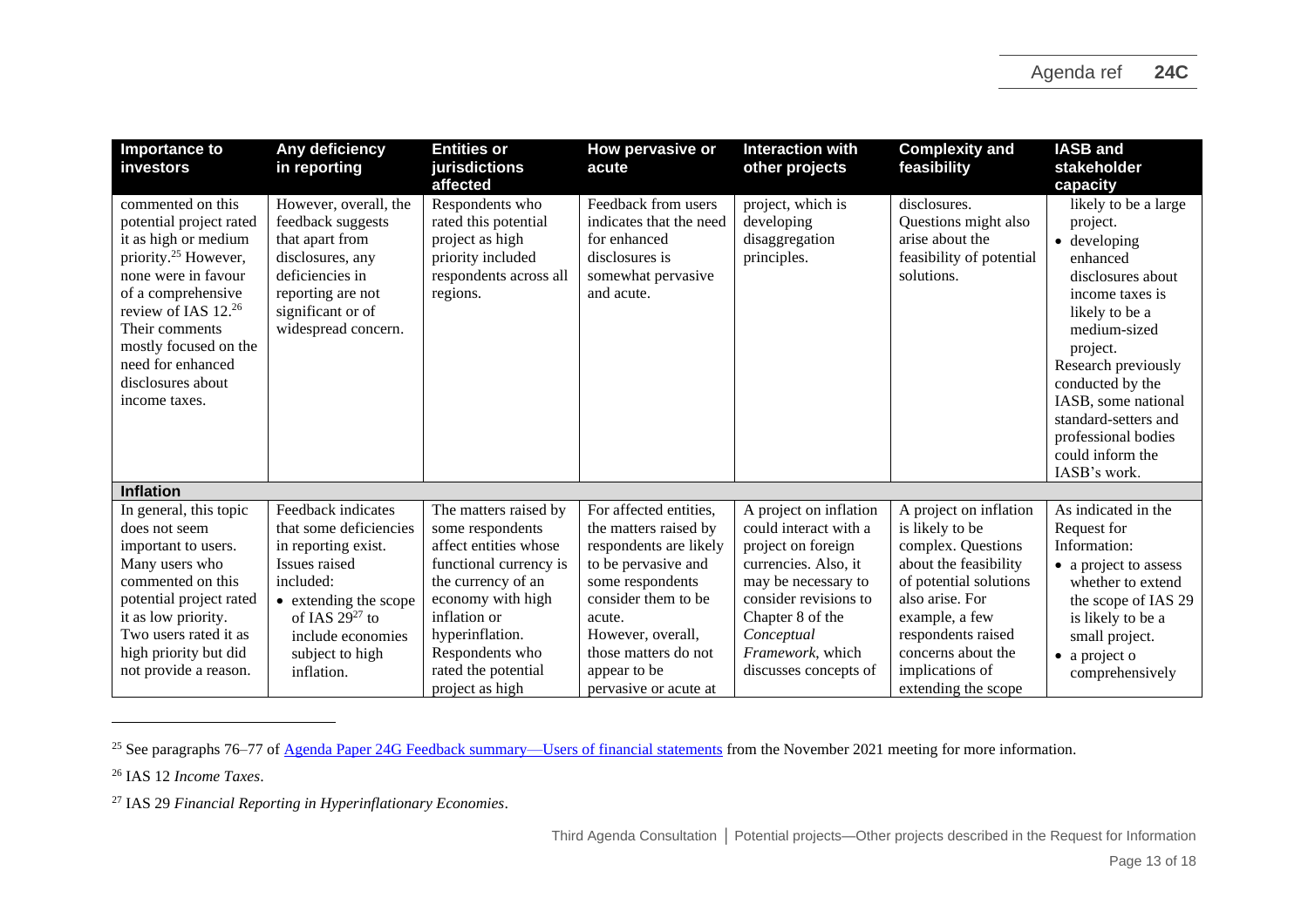| Importance to investors | Any deficiency in reporting | Entities or jurisdictions affected | How pervasive or acute | Interaction with other projects | Complexity and feasibility | IASB and stakeholder capacity |
|---|---|---|---|---|---|---|
| commented on this potential project rated it as high or medium priority.[25] However, none were in favour of a comprehensive review of IAS 12.[26] Their comments mostly focused on the need for enhanced disclosures about income taxes. | However, overall, the feedback suggests that apart from disclosures, any deficiencies in reporting are not significant or of widespread concern. | Respondents who rated this potential project as high priority included respondents across all regions. | Feedback from users indicates that the need for enhanced disclosures is somewhat pervasive and acute. | project, which is developing disaggregation principles. | disclosures. Questions might also arise about the feasibility of potential solutions. | likely to be a large project. <br>• developing enhanced disclosures about income taxes is likely to be a medium-sized project. <br>Research previously conducted by the IASB, some national standard-setters and professional bodies could inform the IASB's work. |
| **Inflation** | | | | | | |
| In general, this topic does not seem important to users. Many users who commented on this potential project rated it as low priority. Two users rated it as high priority but did not provide a reason. | Feedback indicates that some deficiencies in reporting exist. Issues raised included: <br>• extending the scope of IAS 29[27] to include economies subject to high inflation. | The matters raised by some respondents affect entities whose functional currency is the currency of an economy with high inflation or hyperinflation. Respondents who rated the potential project as high | For affected entities, the matters raised by respondents are likely to be pervasive and some respondents consider them to be acute. However, overall, those matters do not appear to be pervasive or acute at | A project on inflation could interact with a project on foreign currencies. Also, it may be necessary to consider revisions to Chapter 8 of the *Conceptual Framework*, which discusses concepts of | A project on inflation is likely to be complex. Questions about the feasibility of potential solutions also arise. For example, a few respondents raised concerns about the implications of extending the scope | As indicated in the Request for Information: <br>• a project to assess whether to extend the scope of IAS 29 is likely to be a small project. <br>• a project o comprehensively |

[25] See paragraphs 76–77 of [Agenda Paper 24G Feedback summary—Users of financial statements](#) from the November 2021 meeting for more information.

[26] IAS 12 *Income Taxes*.

[27] IAS 29 *Financial Reporting in Hyperinflationary Economies*.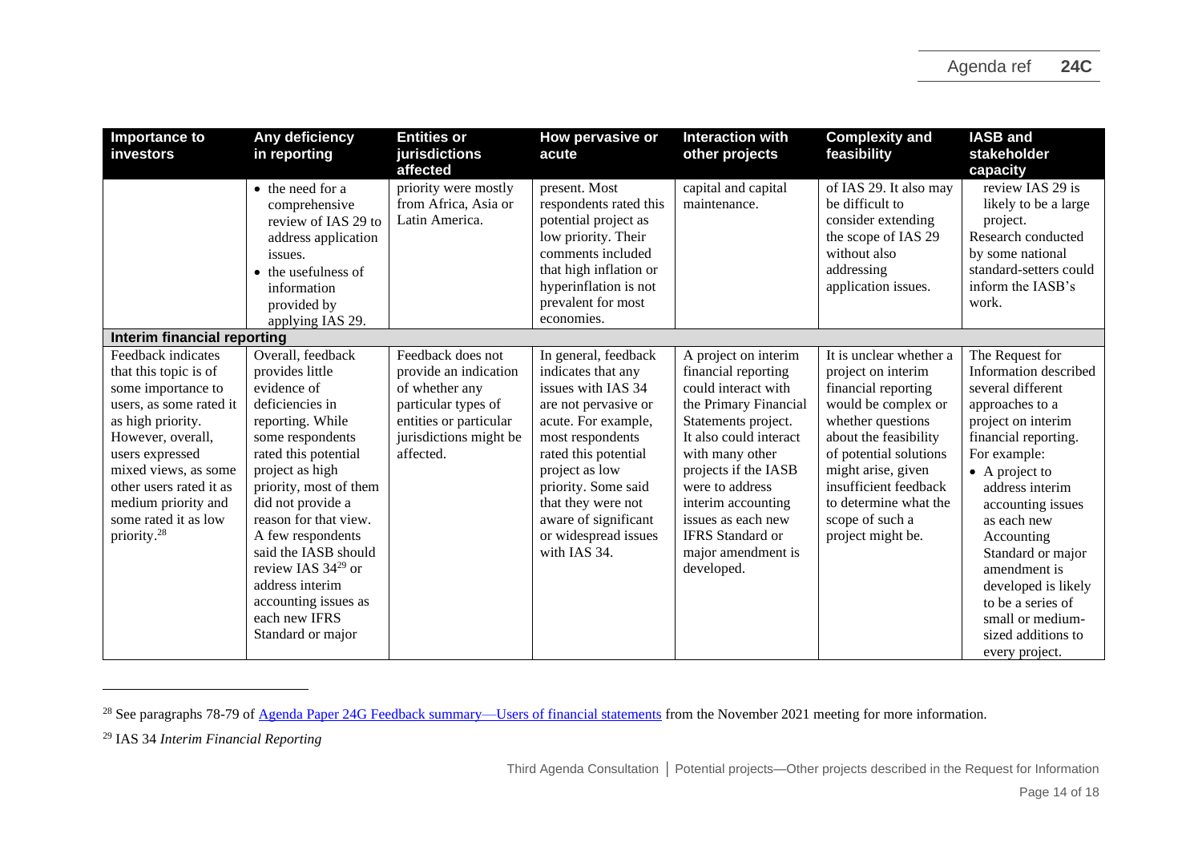| Importance to investors | Any deficiency in reporting | Entities or jurisdictions affected | How pervasive or acute | Interaction with other projects | Complexity and feasibility | IASB and stakeholder capacity |
|---|---|---|---|---|---|---|
| | • the need for a comprehensive review of IAS 29 to address application issues.<br>• the usefulness of information provided by applying IAS 29. | priority were mostly from Africa, Asia or Latin America. | present. Most respondents rated this potential project as low priority. Their comments included that high inflation or hyperinflation is not prevalent for most economies. | capital and capital maintenance. | of IAS 29. It also may be difficult to consider extending the scope of IAS 29 without also addressing application issues. | review IAS 29 is likely to be a large project. Research conducted by some national standard-setters could inform the IASB's work. |
| **Interim financial reporting** | | | | | | |
| Feedback indicates that this topic is of some importance to users, as some rated it as high priority. However, overall, users expressed mixed views, as some other users rated it as medium priority and some rated it as low priority.[28] | Overall, feedback provides little evidence of deficiencies in reporting. While some respondents rated this potential project as high priority, most of them did not provide a reason for that view. A few respondents said the IASB should review IAS 34[29] or address interim accounting issues as each new IFRS Standard or major | Feedback does not provide an indication of whether any particular types of entities or particular jurisdictions might be affected. | In general, feedback indicates that any issues with IAS 34 are not pervasive or acute. For example, most respondents rated this potential project as low priority. Some said that they were not aware of significant or widespread issues with IAS 34. | A project on interim financial reporting could interact with the Primary Financial Statements project. It also could interact with many other projects if the IASB were to address interim accounting issues as each new IFRS Standard or major amendment is developed. | It is unclear whether a project on interim financial reporting would be complex or whether questions about the feasibility of potential solutions might arise, given insufficient feedback to determine what the scope of such a project might be. | The Request for Information described several different approaches to a project on interim financial reporting. For example:<br>• A project to address interim accounting issues as each new Accounting Standard or major amendment is developed is likely to be a series of small or medium-sized additions to every project. |

[28] See paragraphs 78-79 of Agenda Paper 24G Feedback summary—Users of financial statements from the November 2021 meeting for more information.

[29] IAS 34 *Interim Financial Reporting*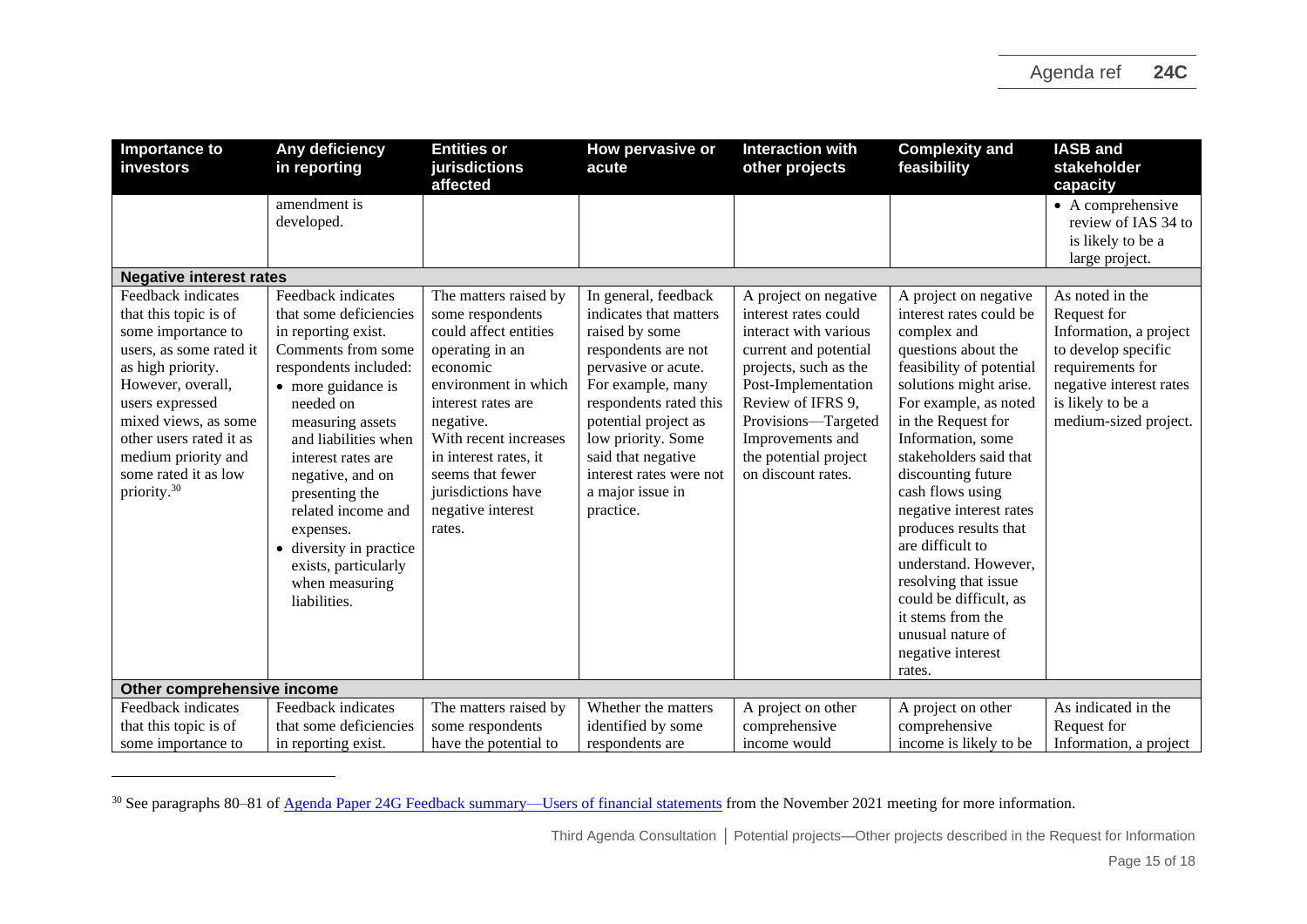| Importance to investors | Any deficiency in reporting | Entities or jurisdictions affected | How pervasive or acute | Interaction with other projects | Complexity and feasibility | IASB and stakeholder capacity |
|---|---|---|---|---|---|---|
| | amendment is developed. | | | | | • A comprehensive review of IAS 34 to is likely to be a large project. |
| **Negative interest rates** | | | | | | |
| Feedback indicates that this topic is of some importance to users, as some rated it as high priority. However, overall, users expressed mixed views, as some other users rated it as medium priority and some rated it as low priority.[30] | Feedback indicates that some deficiencies in reporting exist. Comments from some respondents included: • more guidance is needed on measuring assets and liabilities when interest rates are negative, and on presenting the related income and expenses. • diversity in practice exists, particularly when measuring liabilities. | The matters raised by some respondents could affect entities operating in an economic environment in which interest rates are negative. With recent increases in interest rates, it seems that fewer jurisdictions have negative interest rates. | In general, feedback indicates that matters raised by some respondents are not pervasive or acute. For example, many respondents rated this potential project as low priority. Some said that negative interest rates were not a major issue in practice. | A project on negative interest rates could interact with various current and potential projects, such as the Post-Implementation Review of IFRS 9, Provisions—Targeted Improvements and the potential project on discount rates. | A project on negative interest rates could be complex and questions about the feasibility of potential solutions might arise. For example, as noted in the Request for Information, some stakeholders said that discounting future cash flows using negative interest rates produces results that are difficult to understand. However, resolving that issue could be difficult, as it stems from the unusual nature of negative interest rates. | As noted in the Request for Information, a project to develop specific requirements for negative interest rates is likely to be a medium-sized project. |
| **Other comprehensive income** | | | | | | |
| Feedback indicates that this topic is of some importance to | Feedback indicates that some deficiencies in reporting exist. | The matters raised by some respondents have the potential to | Whether the matters identified by some respondents are | A project on other comprehensive income would | A project on other comprehensive income is likely to be | As indicated in the Request for Information, a project |

[30] See paragraphs 80–81 of Agenda Paper 24G Feedback summary—Users of financial statements from the November 2021 meeting for more information.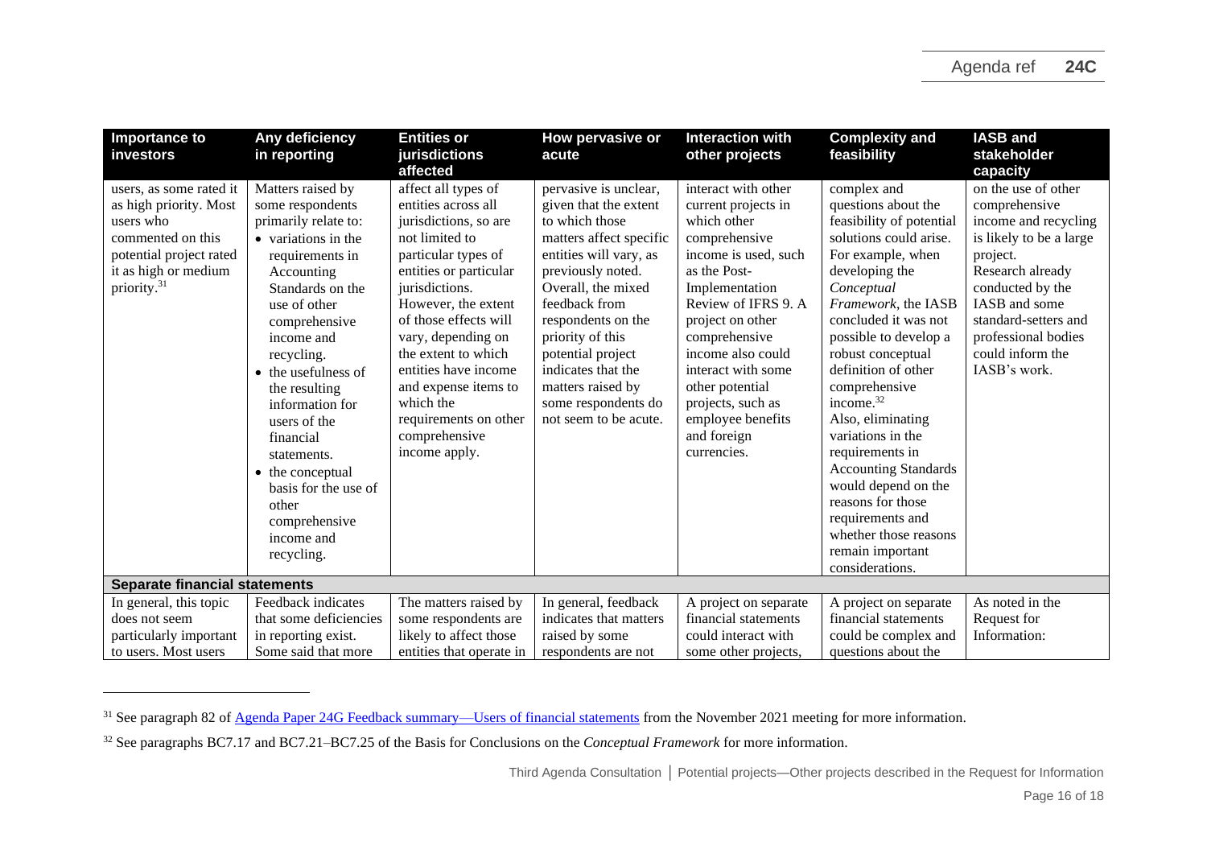| Importance to investors | Any deficiency in reporting | Entities or jurisdictions affected | How pervasive or acute | Interaction with other projects | Complexity and feasibility | IASB and stakeholder capacity |
|---|---|---|---|---|---|---|
| users, as some rated it as high priority. Most users who commented on this potential project rated it as high or medium priority.[31] | Matters raised by some respondents primarily relate to: <br>• variations in the requirements in Accounting Standards on the use of other comprehensive income and recycling. <br>• the usefulness of the resulting information for users of the financial statements. <br>• the conceptual basis for the use of other comprehensive income and recycling. | affect all types of entities across all jurisdictions, so are not limited to particular types of entities or particular jurisdictions. However, the extent of those effects will vary, depending on the extent to which entities have income and expense items to which the requirements on other comprehensive income apply. | pervasive is unclear, given that the extent to which those matters affect specific entities will vary, as previously noted. Overall, the mixed feedback from respondents on the priority of this potential project indicates that the matters raised by some respondents do not seem to be acute. | interact with other current projects in which other comprehensive income is used, such as the Post-Implementation Review of IFRS 9. A project on other comprehensive income also could interact with some other potential projects, such as employee benefits and foreign currencies. | complex and questions about the feasibility of potential solutions could arise. For example, when developing the *Conceptual Framework*, the IASB concluded it was not possible to develop a robust conceptual definition of other comprehensive income.[32] Also, eliminating variations in the requirements in Accounting Standards would depend on the reasons for those requirements and whether those reasons remain important considerations. | on the use of other comprehensive income and recycling is likely to be a large project. Research already conducted by the IASB and some standard-setters and professional bodies could inform the IASB's work. |
| **Separate financial statements** | | | | | | |
| In general, this topic does not seem particularly important to users. Most users | Feedback indicates that some deficiencies in reporting exist. Some said that more | The matters raised by some respondents are likely to affect those entities that operate in | In general, feedback indicates that matters raised by some respondents are not | A project on separate financial statements could interact with some other projects, | A project on separate financial statements could be complex and questions about the | As noted in the Request for Information: |

[31] See paragraph 82 of Agenda Paper 24G Feedback summary—Users of financial statements from the November 2021 meeting for more information.

[32] See paragraphs BC7.17 and BC7.21–BC7.25 of the Basis for Conclusions on the *Conceptual Framework* for more information.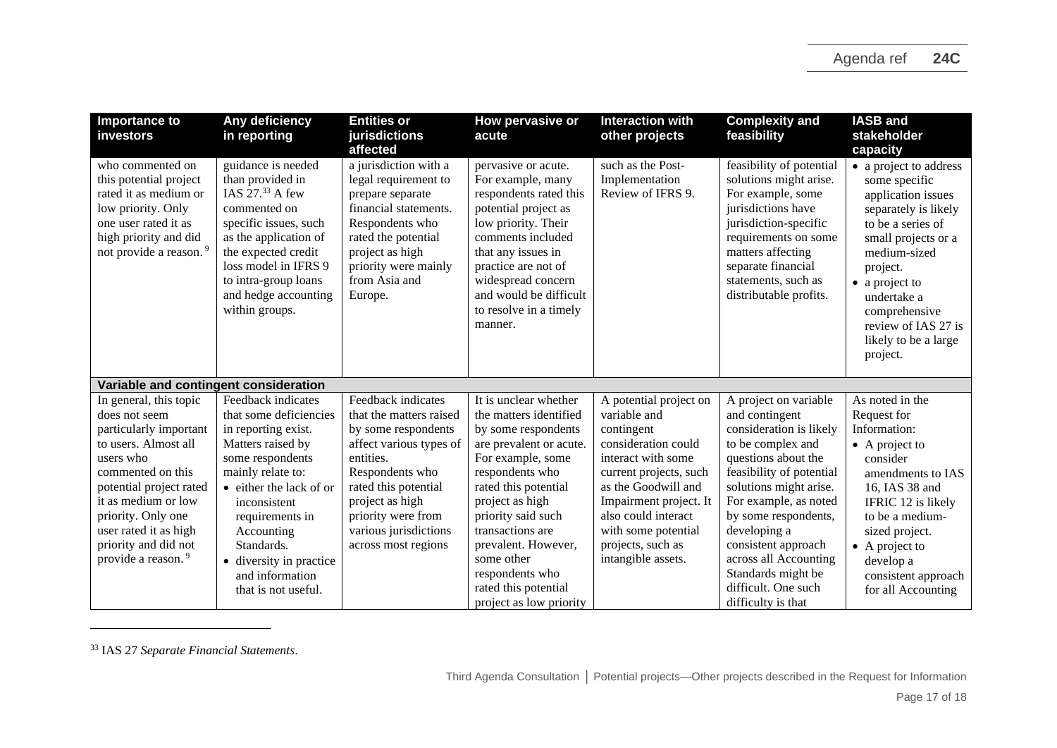| Importance to investors | Any deficiency in reporting | Entities or jurisdictions affected | How pervasive or acute | Interaction with other projects | Complexity and feasibility | IASB and stakeholder capacity |
|---|---|---|---|---|---|---|
| who commented on this potential project rated it as medium or low priority. Only one user rated it as high priority and did not provide a reason.[9] | guidance is needed than provided in IAS 27.[33] A few commented on specific issues, such as the application of the expected credit loss model in IFRS 9 to intra-group loans and hedge accounting within groups. | a jurisdiction with a legal requirement to prepare separate financial statements. Respondents who rated the potential project as high priority were mainly from Asia and Europe. | pervasive or acute. For example, many respondents rated this potential project as low priority. Their comments included that any issues in practice are not of widespread concern and would be difficult to resolve in a timely manner. | such as the Post-Implementation Review of IFRS 9. | feasibility of potential solutions might arise. For example, some jurisdictions have jurisdiction-specific requirements on some matters affecting separate financial statements, such as distributable profits. | • a project to address some specific application issues separately is likely to be a series of small projects or a medium-sized project.<br>• a project to undertake a comprehensive review of IAS 27 is likely to be a large project. |
| **Variable and contingent consideration** | | | | | | |
| In general, this topic does not seem particularly important to users. Almost all users who commented on this potential project rated it as medium or low priority. Only one user rated it as high priority and did not provide a reason.[9] | Feedback indicates that some deficiencies in reporting exist. Matters raised by some respondents mainly relate to:<br>• either the lack of or inconsistent requirements in Accounting Standards.<br>• diversity in practice and information that is not useful. | Feedback indicates that the matters raised by some respondents affect various types of entities. Respondents who rated this potential project as high priority were from various jurisdictions across most regions | It is unclear whether the matters identified by some respondents are prevalent or acute. For example, some respondents who rated this potential project as high priority said such transactions are prevalent. However, some other respondents who rated this potential project as low priority | A potential project on variable and contingent consideration could interact with some current projects, such as the Goodwill and Impairment project. It also could interact with some potential projects, such as intangible assets. | A project on variable and contingent consideration is likely to be complex and questions about the feasibility of potential solutions might arise. For example, as noted by some respondents, developing a consistent approach across all Accounting Standards might be difficult. One such difficulty is that | As noted in the Request for Information:<br>• A project to consider amendments to IAS 16, IAS 38 and IFRIC 12 is likely to be a medium-sized project.<br>• A project to develop a consistent approach for all Accounting |

[33] IAS 27 *Separate Financial Statements*.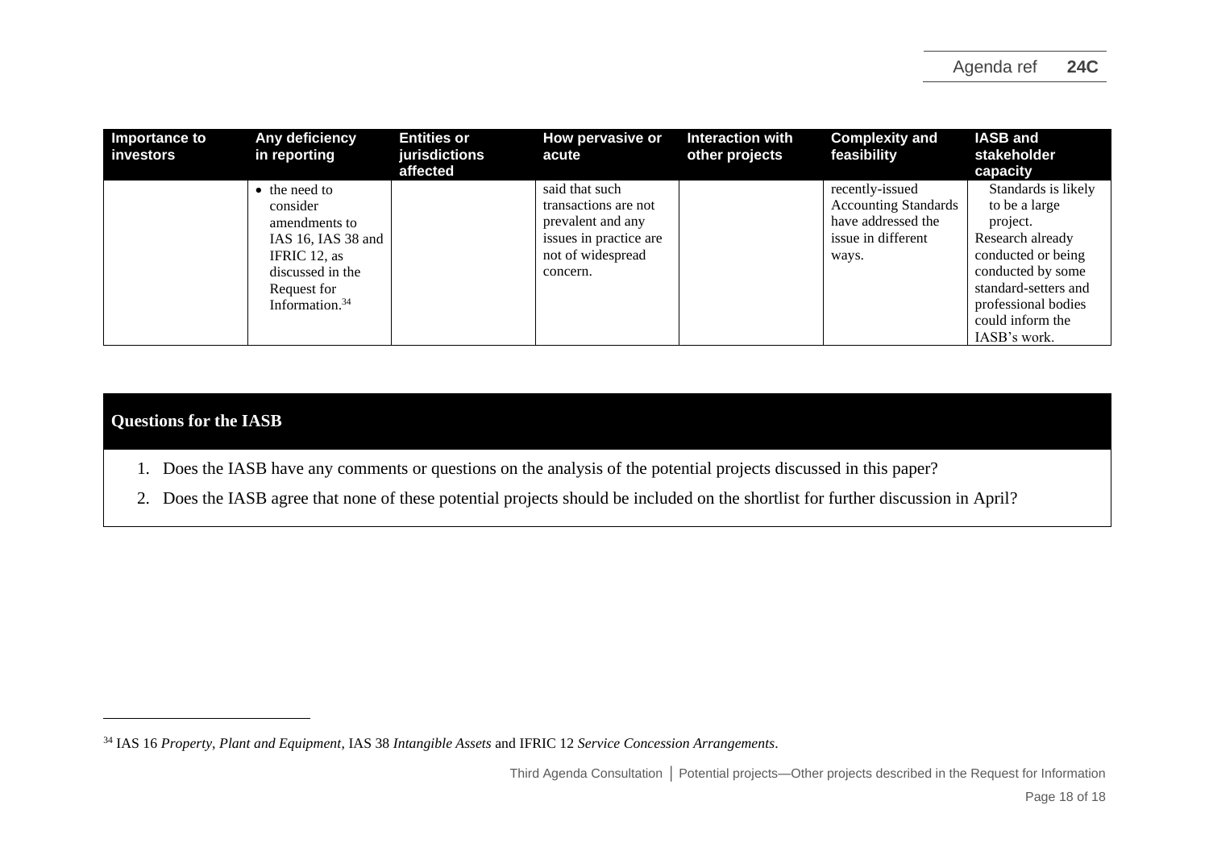| Importance to investors | Any deficiency in reporting | Entities or jurisdictions affected | How pervasive or acute | Interaction with other projects | Complexity and feasibility | IASB and stakeholder capacity |
|---|---|---|---|---|---|---|
| | • the need to consider amendments to IAS 16, IAS 38 and IFRIC 12, as discussed in the Request for Information.[34] | | said that such transactions are not prevalent and any issues in practice are not of widespread concern. | | recently-issued Accounting Standards have addressed the issue in different ways. | Standards is likely to be a large project.<br>Research already conducted or being conducted by some standard-setters and professional bodies could inform the IASB's work. |

**Questions for the IASB**

1. Does the IASB have any comments or questions on the analysis of the potential projects discussed in this paper?
2. Does the IASB agree that none of these potential projects should be included on the shortlist for further discussion in April?

[34] IAS 16 *Property, Plant and Equipment*, IAS 38 *Intangible Assets* and IFRIC 12 *Service Concession Arrangements*.